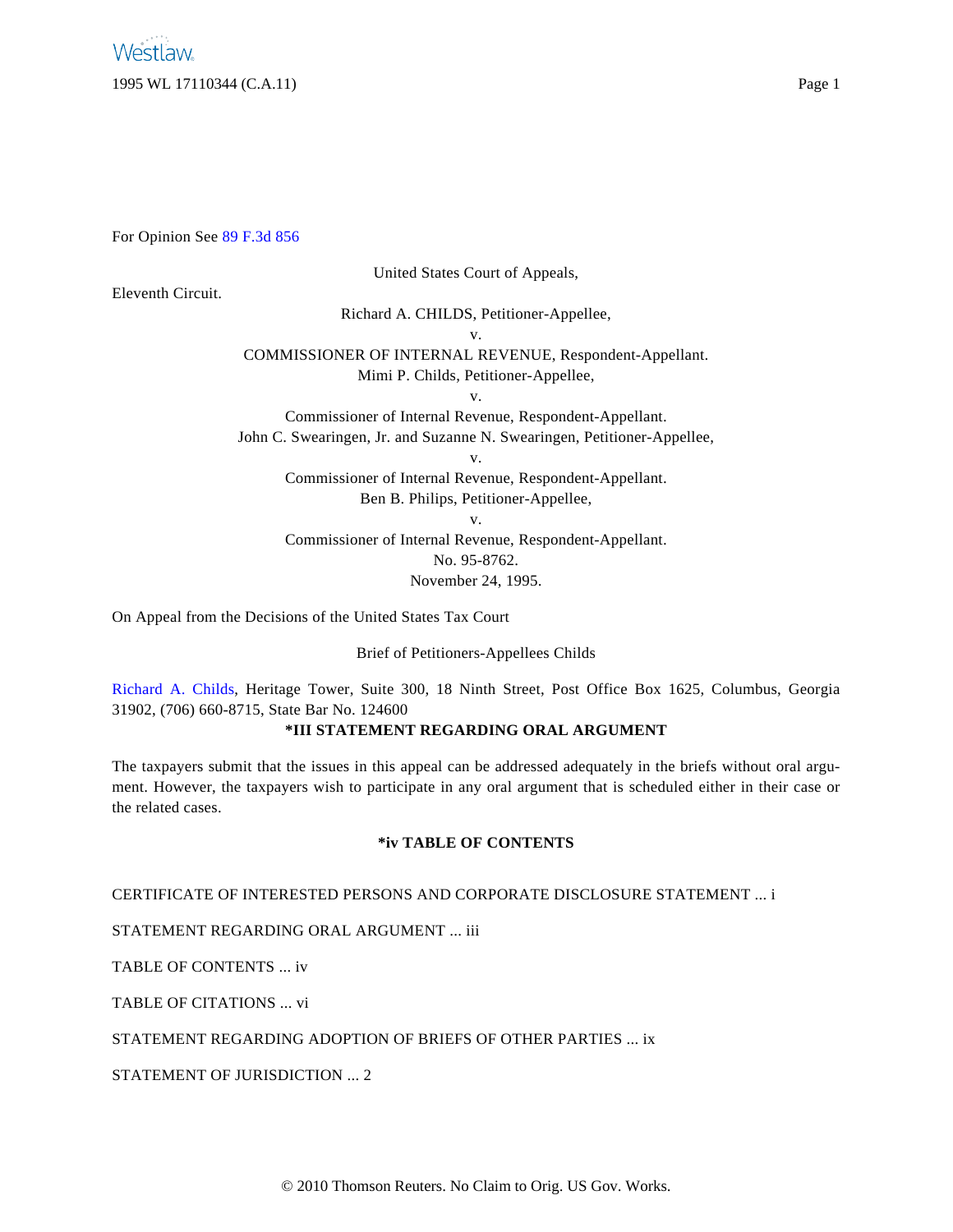For Opinion See 89 F.3d 856

United States Court of Appeals,

Eleventh Circuit.

Richard A. CHILDS, Petitioner-Appellee,

v.

COMMISSIONER OF INTERNAL REVENUE, Respondent-Appellant.

Mimi P. Childs, Petitioner-Appellee,

v.

Commissioner of Internal Revenue, Respondent-Appellant.

John C. Swearingen, Jr. and Suzanne N. Swearingen, Petitioner-Appellee,

v.

Commissioner of Internal Revenue, Respondent-Appellant.

Ben B. Philips, Petitioner-Appellee,

v.

Commissioner of Internal Revenue, Respondent-Appellant.

No. 95-8762.

November 24, 1995.

On Appeal from the Decisions of the United States Tax Court

Brief of Petitioners-Appellees Childs

Richard A. Childs, Heritage Tower, Suite 300, 18 Ninth Street, Post Office Box 1625, Columbus, Georgia 31902, (706) 660-8715, State Bar No. 124600

**\*III STATEMENT REGARDING ORAL ARGUMENT**

The taxpayers submit that the issues in this appeal can be addressed adequately in the briefs without oral argument. However, the taxpayers wish to participate in any oral argument that is scheduled either in their case or the related cases.

**\*iv TABLE OF CONTENTS**

CERTIFICATE OF INTERESTED PERSONS AND CORPORATE DISCLOSURE STATEMENT ... i

STATEMENT REGARDING ORAL ARGUMENT ... iii

TABLE OF CONTENTS ... iv

TABLE OF CITATIONS ... vi

STATEMENT REGARDING ADOPTION OF BRIEFS OF OTHER PARTIES ... ix

STATEMENT OF JURISDICTION ... 2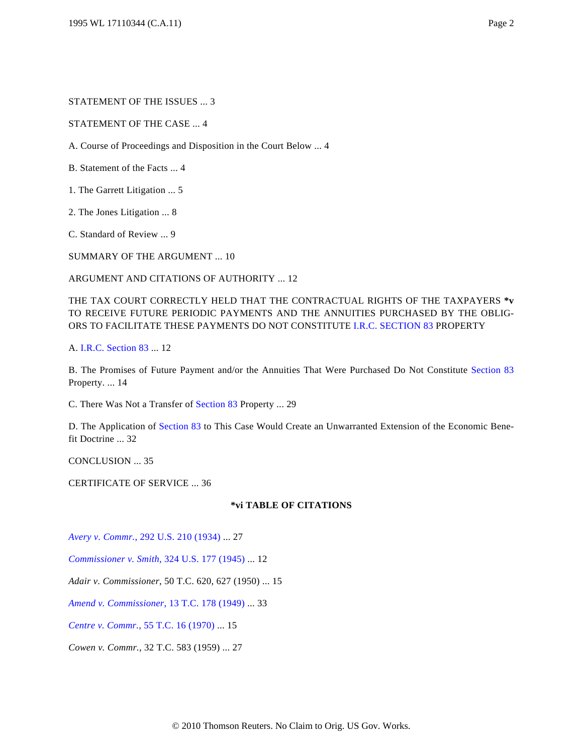STATEMENT OF THE ISSUES ... 3

STATEMENT OF THE CASE ... 4

A. Course of Proceedings and Disposition in the Court Below ... 4

B. Statement of the Facts ... 4

1. The Garrett Litigation ... 5

2. The Jones Litigation ... 8

C. Standard of Review ... 9

SUMMARY OF THE ARGUMENT ... 10

ARGUMENT AND CITATIONS OF AUTHORITY ... 12

THE TAX COURT CORRECTLY HELD THAT THE CONTRACTUAL RIGHTS OF THE TAXPAYERS **\*v** TO RECEIVE FUTURE PERIODIC PAYMENTS AND THE ANNUITIES PURCHASED BY THE OBLIGORS TO FACILITATE THESE PAYMENTS DO NOT CONSTITUTE I.R.C. SECTION 83 PROPERTY

A. I.R.C. Section 83 ... 12

B. The Promises of Future Payment and/or the Annuities That Were Purchased Do Not Constitute Section 83 Property. ... 14

C. There Was Not a Transfer of Section 83 Property ... 29

D. The Application of Section 83 to This Case Would Create an Unwarranted Extension of the Economic Benefit Doctrine ... 32

CONCLUSION ... 35

CERTIFICATE OF SERVICE ... 36

**\*vi TABLE OF CITATIONS**

*Avery v. Commr.*, 292 U.S. 210 (1934) ... 27

*Commissioner v. Smith*, 324 U.S. 177 (1945) ... 12

*Adair v. Commissioner*, 50 T.C. 620, 627 (1950) ... 15

*Amend v. Commissioner*, 13 T.C. 178 (1949) ... 33

*Centre v. Commr.*, 55 T.C. 16 (1970) ... 15

*Cowen v. Commr.*, 32 T.C. 583 (1959) ... 27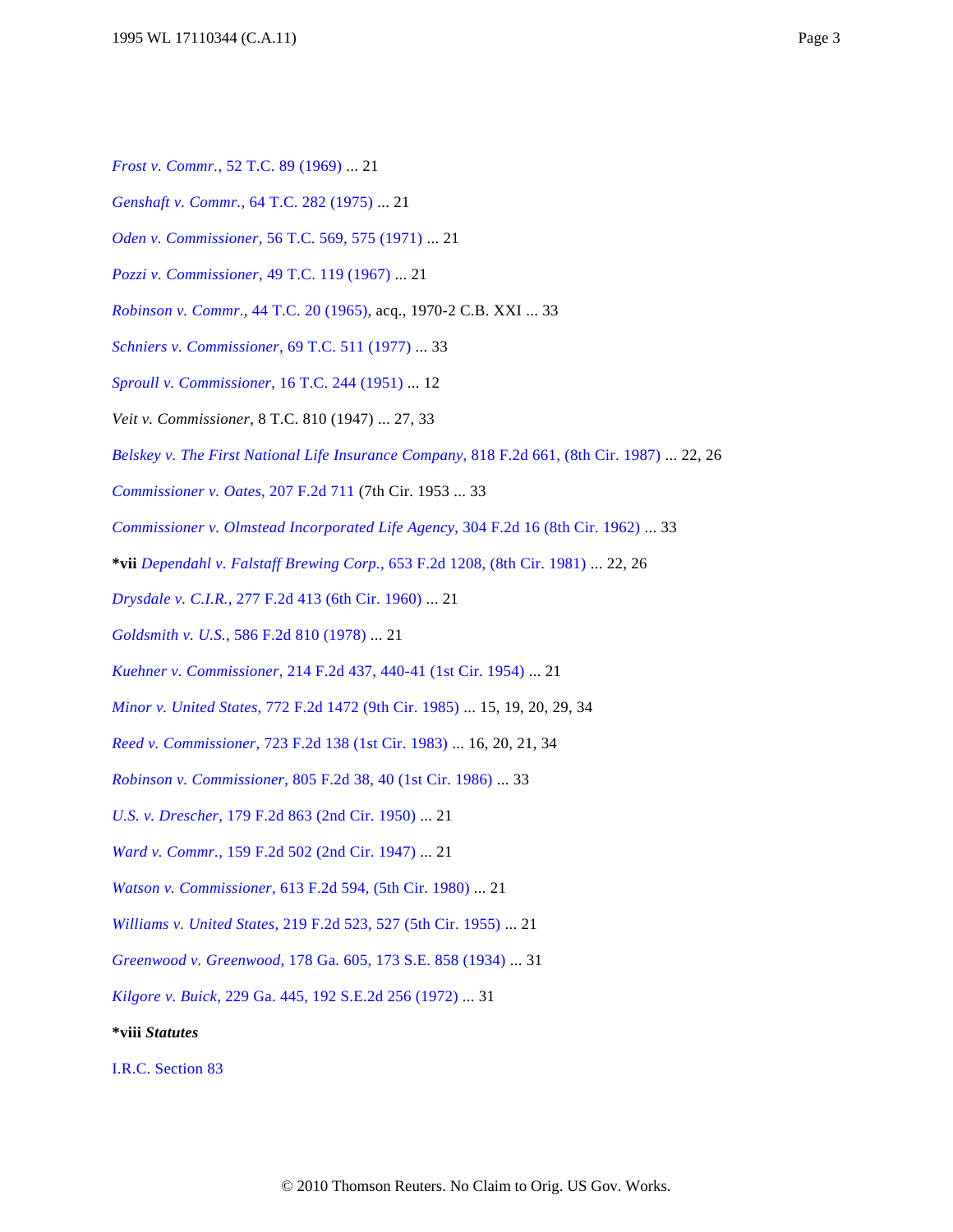*Frost v. Commr.*, 52 T.C. 89 (1969) ... 21

*Genshaft v. Commr.*, 64 T.C. 282 (1975) ... 21

*Oden v. Commissioner*, 56 T.C. 569, 575 (1971) ... 21

*Pozzi v. Commissioner*, 49 T.C. 119 (1967) ... 21

*Robinson v. Commr.*, 44 T.C. 20 (1965), acq., 1970-2 C.B. XXI ... 33

*Schniers v. Commissioner*, 69 T.C. 511 (1977) ... 33

*Sproull v. Commissioner*, 16 T.C. 244 (1951) ... 12

*Veit v. Commissioner*, 8 T.C. 810 (1947) ... 27, 33

*Belskey v. The First National Life Insurance Company*, 818 F.2d 661, (8th Cir. 1987) ... 22, 26

*Commissioner v. Oates*, 207 F.2d 711 (7th Cir. 1953 ... 33

*Commissioner v. Olmstead Incorporated Life Agency*, 304 F.2d 16 (8th Cir. 1962) ... 33

**\*vii** *Dependahl v. Falstaff Brewing Corp.*, 653 F.2d 1208, (8th Cir. 1981) ... 22, 26

*Drysdale v. C.I.R.*, 277 F.2d 413 (6th Cir. 1960) ... 21

*Goldsmith v. U.S.*, 586 F.2d 810 (1978) ... 21

*Kuehner v. Commissioner*, 214 F.2d 437, 440-41 (1st Cir. 1954) ... 21

*Minor v. United States*, 772 F.2d 1472 (9th Cir. 1985) ... 15, 19, 20, 29, 34

*Reed v. Commissioner*, 723 F.2d 138 (1st Cir. 1983) ... 16, 20, 21, 34

*Robinson v. Commissioner*, 805 F.2d 38, 40 (1st Cir. 1986) ... 33

*U.S. v. Drescher*, 179 F.2d 863 (2nd Cir. 1950) ... 21

*Ward v. Commr.*, 159 F.2d 502 (2nd Cir. 1947) ... 21

*Watson v. Commissioner*, 613 F.2d 594, (5th Cir. 1980) ... 21

*Williams v. United States*, 219 F.2d 523, 527 (5th Cir. 1955) ... 21

*Greenwood v. Greenwood*, 178 Ga. 605, 173 S.E. 858 (1934) ... 31

*Kilgore v. Buick*, 229 Ga. 445, 192 S.E.2d 256 (1972) ... 31

**\*viii** ***Statutes***

I.R.C. Section 83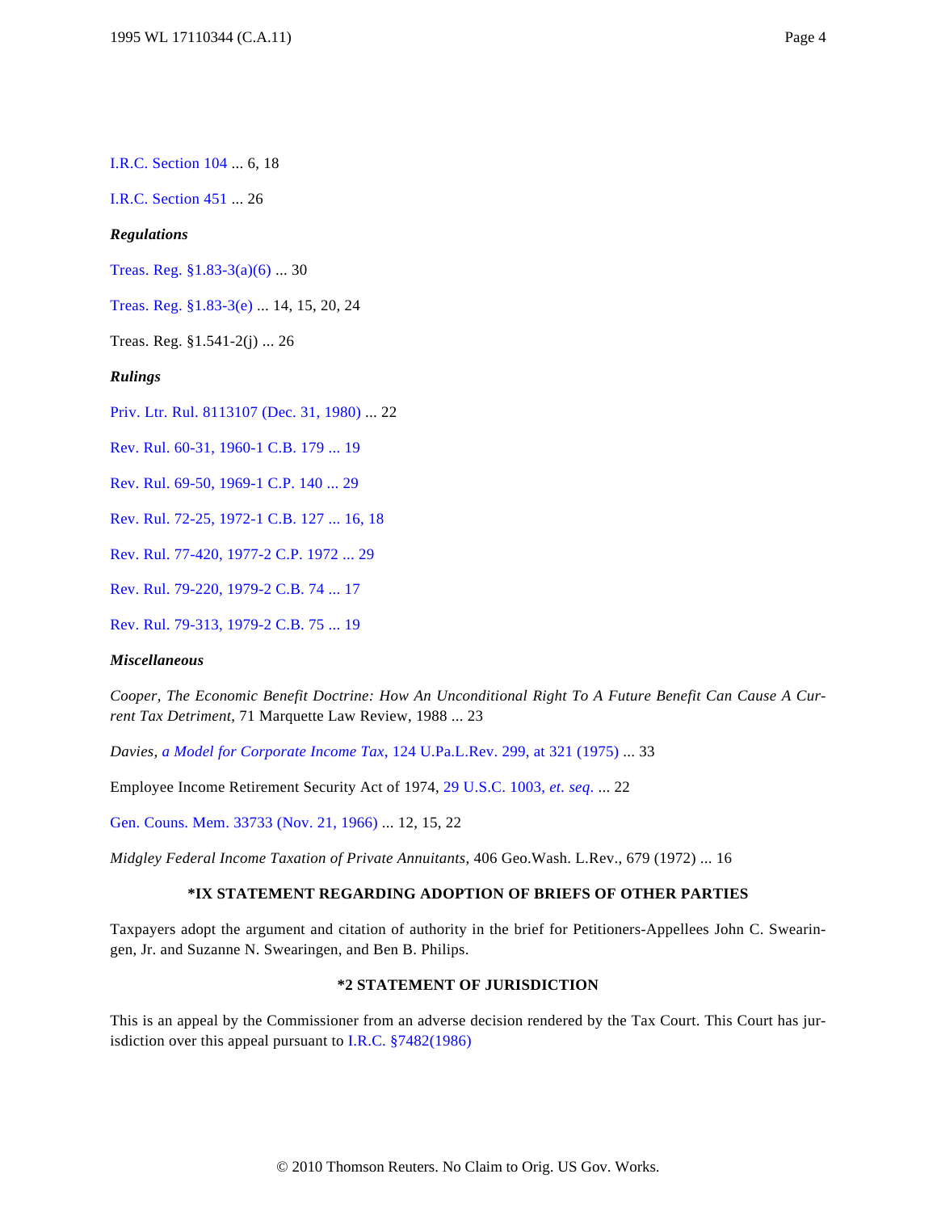I.R.C. Section 104 ... 6, 18

I.R.C. Section 451 ... 26

***Regulations***

Treas. Reg. §1.83-3(a)(6) ... 30

Treas. Reg. §1.83-3(e) ... 14, 15, 20, 24

Treas. Reg. §1.541-2(j) ... 26

***Rulings***

Priv. Ltr. Rul. 8113107 (Dec. 31, 1980) ... 22

Rev. Rul. 60-31, 1960-1 C.B. 179 ... 19

Rev. Rul. 69-50, 1969-1 C.P. 140 ... 29

Rev. Rul. 72-25, 1972-1 C.B. 127 ... 16, 18

Rev. Rul. 77-420, 1977-2 C.P. 1972 ... 29

Rev. Rul. 79-220, 1979-2 C.B. 74 ... 17

Rev. Rul. 79-313, 1979-2 C.B. 75 ... 19

***Miscellaneous***

*Cooper, The Economic Benefit Doctrine: How An Unconditional Right To A Future Benefit Can Cause A Current Tax Detriment*, 71 Marquette Law Review, 1988 ... 23

*Davies, a Model for Corporate Income Tax*, 124 U.Pa.L.Rev. 299, at 321 (1975) ... 33

Employee Income Retirement Security Act of 1974, 29 U.S.C. 1003, *et. seq*. ... 22

Gen. Couns. Mem. 33733 (Nov. 21, 1966) ... 12, 15, 22

*Midgley Federal Income Taxation of Private Annuitants*, 406 Geo.Wash. L.Rev., 679 (1972) ... 16

**\*IX STATEMENT REGARDING ADOPTION OF BRIEFS OF OTHER PARTIES**

Taxpayers adopt the argument and citation of authority in the brief for Petitioners-Appellees John C. Swearingen, Jr. and Suzanne N. Swearingen, and Ben B. Philips.

**\*2 STATEMENT OF JURISDICTION**

This is an appeal by the Commissioner from an adverse decision rendered by the Tax Court. This Court has jurisdiction over this appeal pursuant to I.R.C. §7482(1986)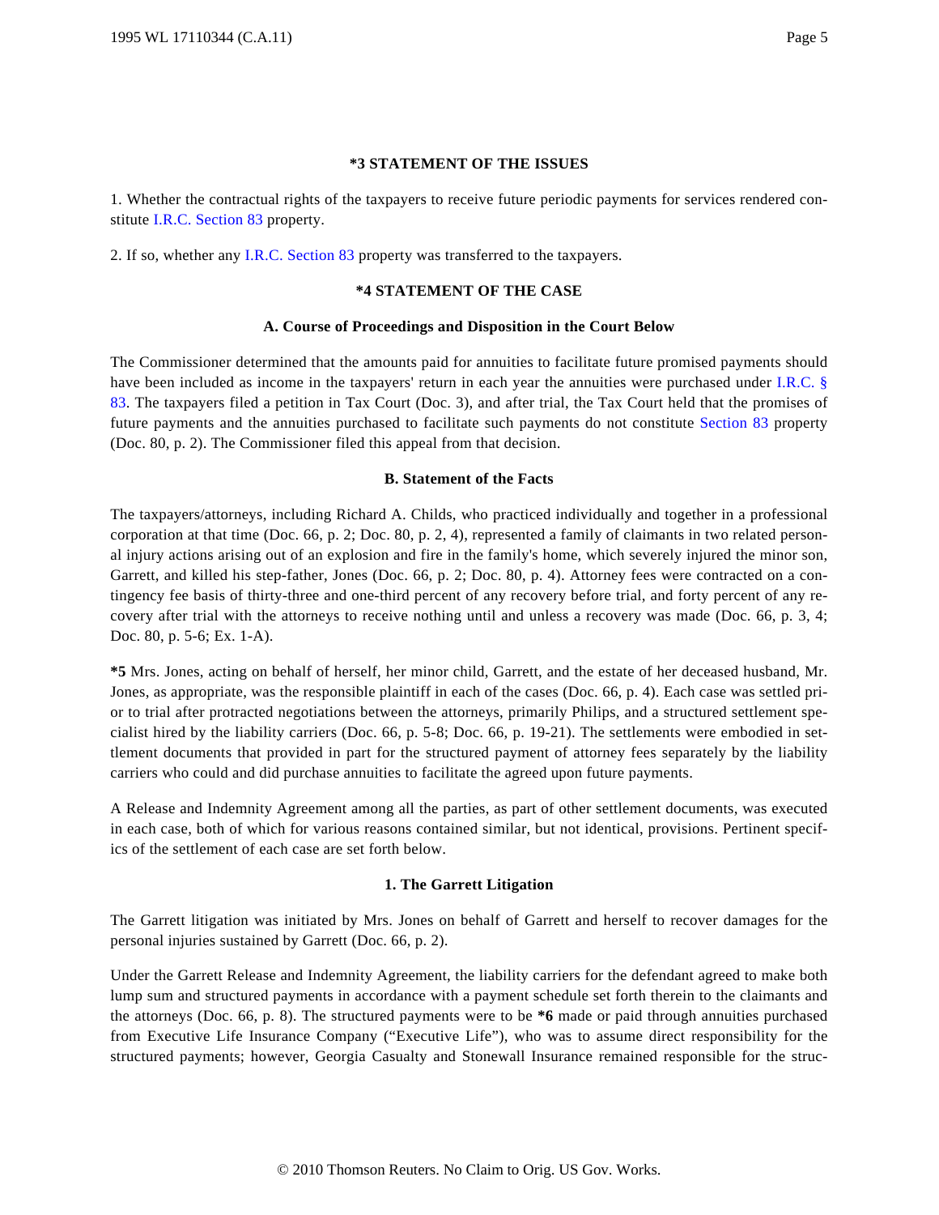### *3 STATEMENT OF THE ISSUES

1. Whether the contractual rights of the taxpayers to receive future periodic payments for services rendered constitute I.R.C. Section 83 property.

2. If so, whether any I.R.C. Section 83 property was transferred to the taxpayers.

### *4 STATEMENT OF THE CASE

#### A. Course of Proceedings and Disposition in the Court Below

The Commissioner determined that the amounts paid for annuities to facilitate future promised payments should have been included as income in the taxpayers' return in each year the annuities were purchased under I.R.C. § 83. The taxpayers filed a petition in Tax Court (Doc. 3), and after trial, the Tax Court held that the promises of future payments and the annuities purchased to facilitate such payments do not constitute Section 83 property (Doc. 80, p. 2). The Commissioner filed this appeal from that decision.

#### B. Statement of the Facts

The taxpayers/attorneys, including Richard A. Childs, who practiced individually and together in a professional corporation at that time (Doc. 66, p. 2; Doc. 80, p. 2, 4), represented a family of claimants in two related personal injury actions arising out of an explosion and fire in the family's home, which severely injured the minor son, Garrett, and killed his step-father, Jones (Doc. 66, p. 2; Doc. 80, p. 4). Attorney fees were contracted on a contingency fee basis of thirty-three and one-third percent of any recovery before trial, and forty percent of any recovery after trial with the attorneys to receive nothing until and unless a recovery was made (Doc. 66, p. 3, 4; Doc. 80, p. 5-6; Ex. 1-A).

**\*5** Mrs. Jones, acting on behalf of herself, her minor child, Garrett, and the estate of her deceased husband, Mr. Jones, as appropriate, was the responsible plaintiff in each of the cases (Doc. 66, p. 4). Each case was settled prior to trial after protracted negotiations between the attorneys, primarily Philips, and a structured settlement specialist hired by the liability carriers (Doc. 66, p. 5-8; Doc. 66, p. 19-21). The settlements were embodied in settlement documents that provided in part for the structured payment of attorney fees separately by the liability carriers who could and did purchase annuities to facilitate the agreed upon future payments.

A Release and Indemnity Agreement among all the parties, as part of other settlement documents, was executed in each case, both of which for various reasons contained similar, but not identical, provisions. Pertinent specifics of the settlement of each case are set forth below.

#### 1. The Garrett Litigation

The Garrett litigation was initiated by Mrs. Jones on behalf of Garrett and herself to recover damages for the personal injuries sustained by Garrett (Doc. 66, p. 2).

Under the Garrett Release and Indemnity Agreement, the liability carriers for the defendant agreed to make both lump sum and structured payments in accordance with a payment schedule set forth therein to the claimants and the attorneys (Doc. 66, p. 8). The structured payments were to be **\*6** made or paid through annuities purchased from Executive Life Insurance Company ("Executive Life"), who was to assume direct responsibility for the structured payments; however, Georgia Casualty and Stonewall Insurance remained responsible for the struc-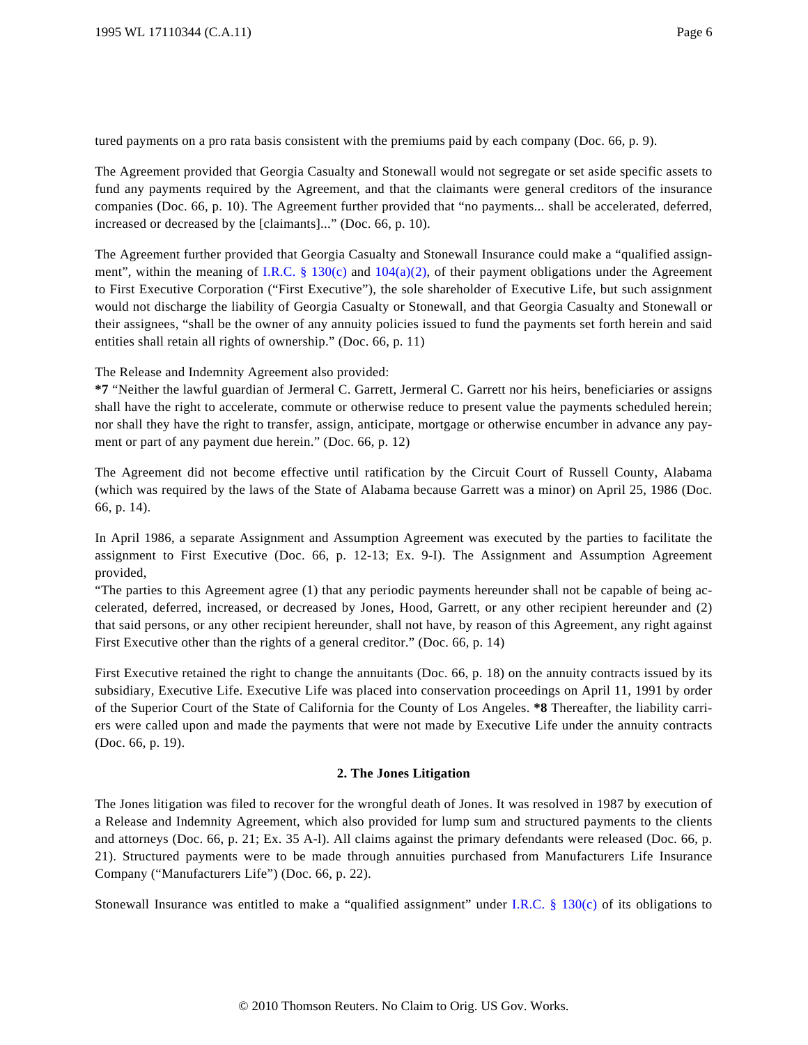tured payments on a pro rata basis consistent with the premiums paid by each company (Doc. 66, p. 9).

The Agreement provided that Georgia Casualty and Stonewall would not segregate or set aside specific assets to fund any payments required by the Agreement, and that the claimants were general creditors of the insurance companies (Doc. 66, p. 10). The Agreement further provided that "no payments... shall be accelerated, deferred, increased or decreased by the [claimants]..." (Doc. 66, p. 10).

The Agreement further provided that Georgia Casualty and Stonewall Insurance could make a "qualified assignment", within the meaning of I.R.C. § 130(c) and 104(a)(2), of their payment obligations under the Agreement to First Executive Corporation ("First Executive"), the sole shareholder of Executive Life, but such assignment would not discharge the liability of Georgia Casualty or Stonewall, and that Georgia Casualty and Stonewall or their assignees, "shall be the owner of any annuity policies issued to fund the payments set forth herein and said entities shall retain all rights of ownership." (Doc. 66, p. 11)

The Release and Indemnity Agreement also provided:

**\*7** "Neither the lawful guardian of Jermeral C. Garrett, Jermeral C. Garrett nor his heirs, beneficiaries or assigns shall have the right to accelerate, commute or otherwise reduce to present value the payments scheduled herein; nor shall they have the right to transfer, assign, anticipate, mortgage or otherwise encumber in advance any payment or part of any payment due herein." (Doc. 66, p. 12)

The Agreement did not become effective until ratification by the Circuit Court of Russell County, Alabama (which was required by the laws of the State of Alabama because Garrett was a minor) on April 25, 1986 (Doc. 66, p. 14).

In April 1986, a separate Assignment and Assumption Agreement was executed by the parties to facilitate the assignment to First Executive (Doc. 66, p. 12-13; Ex. 9-I). The Assignment and Assumption Agreement provided,

"The parties to this Agreement agree (1) that any periodic payments hereunder shall not be capable of being accelerated, deferred, increased, or decreased by Jones, Hood, Garrett, or any other recipient hereunder and (2) that said persons, or any other recipient hereunder, shall not have, by reason of this Agreement, any right against First Executive other than the rights of a general creditor." (Doc. 66, p. 14)

First Executive retained the right to change the annuitants (Doc. 66, p. 18) on the annuity contracts issued by its subsidiary, Executive Life. Executive Life was placed into conservation proceedings on April 11, 1991 by order of the Superior Court of the State of California for the County of Los Angeles. **\*8** Thereafter, the liability carriers were called upon and made the payments that were not made by Executive Life under the annuity contracts (Doc. 66, p. 19).

### 2. The Jones Litigation

The Jones litigation was filed to recover for the wrongful death of Jones. It was resolved in 1987 by execution of a Release and Indemnity Agreement, which also provided for lump sum and structured payments to the clients and attorneys (Doc. 66, p. 21; Ex. 35 A-l). All claims against the primary defendants were released (Doc. 66, p. 21). Structured payments were to be made through annuities purchased from Manufacturers Life Insurance Company ("Manufacturers Life") (Doc. 66, p. 22).

Stonewall Insurance was entitled to make a "qualified assignment" under I.R.C. § 130(c) of its obligations to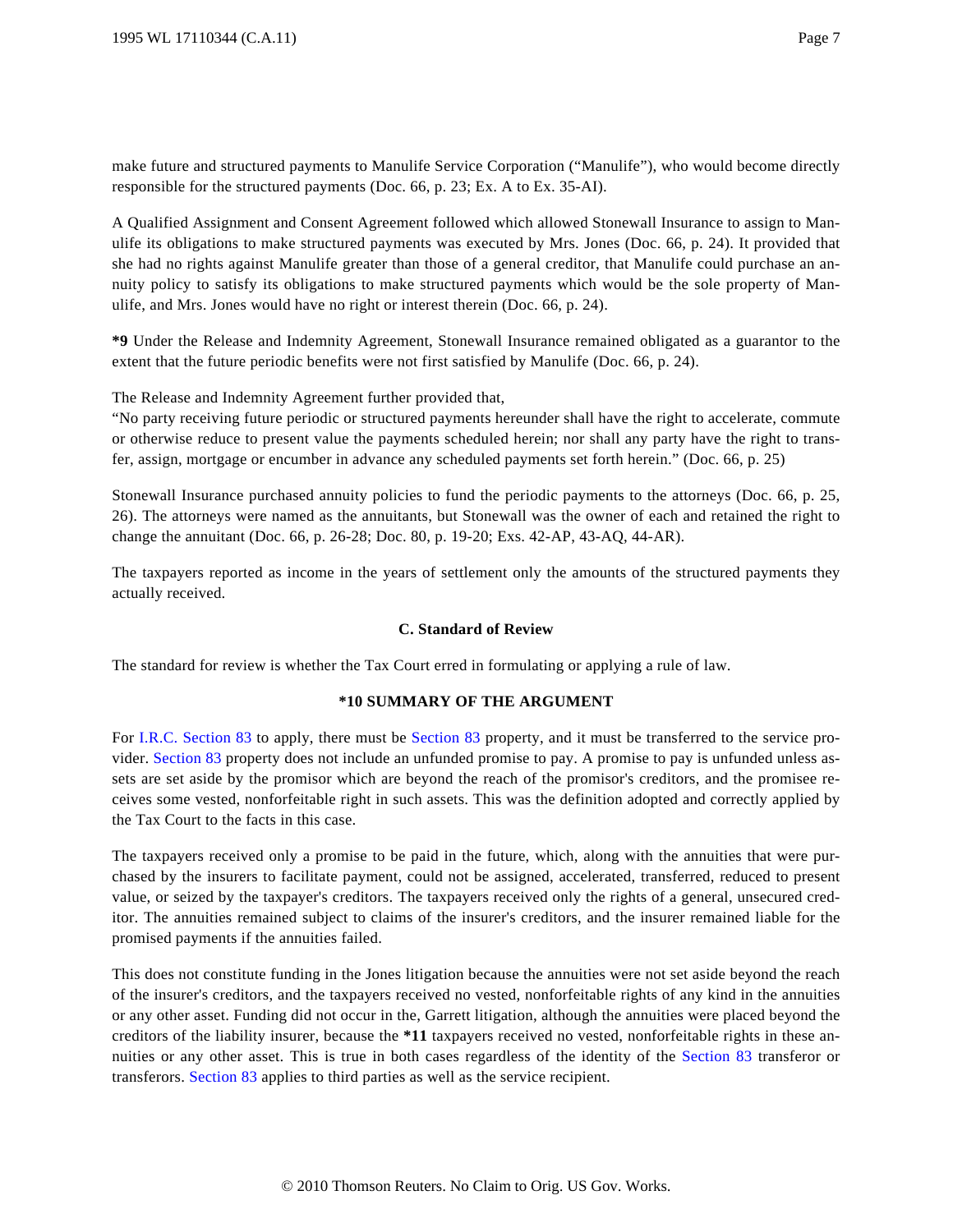make future and structured payments to Manulife Service Corporation ("Manulife"), who would become directly responsible for the structured payments (Doc. 66, p. 23; Ex. A to Ex. 35-AI).

A Qualified Assignment and Consent Agreement followed which allowed Stonewall Insurance to assign to Manulife its obligations to make structured payments was executed by Mrs. Jones (Doc. 66, p. 24). It provided that she had no rights against Manulife greater than those of a general creditor, that Manulife could purchase an annuity policy to satisfy its obligations to make structured payments which would be the sole property of Manulife, and Mrs. Jones would have no right or interest therein (Doc. 66, p. 24).

**\*9** Under the Release and Indemnity Agreement, Stonewall Insurance remained obligated as a guarantor to the extent that the future periodic benefits were not first satisfied by Manulife (Doc. 66, p. 24).

The Release and Indemnity Agreement further provided that,

"No party receiving future periodic or structured payments hereunder shall have the right to accelerate, commute or otherwise reduce to present value the payments scheduled herein; nor shall any party have the right to transfer, assign, mortgage or encumber in advance any scheduled payments set forth herein." (Doc. 66, p. 25)

Stonewall Insurance purchased annuity policies to fund the periodic payments to the attorneys (Doc. 66, p. 25, 26). The attorneys were named as the annuitants, but Stonewall was the owner of each and retained the right to change the annuitant (Doc. 66, p. 26-28; Doc. 80, p. 19-20; Exs. 42-AP, 43-AQ, 44-AR).

The taxpayers reported as income in the years of settlement only the amounts of the structured payments they actually received.

### C. Standard of Review

The standard for review is whether the Tax Court erred in formulating or applying a rule of law.

### \*10 SUMMARY OF THE ARGUMENT

For I.R.C. Section 83 to apply, there must be Section 83 property, and it must be transferred to the service provider. Section 83 property does not include an unfunded promise to pay. A promise to pay is unfunded unless assets are set aside by the promisor which are beyond the reach of the promisor's creditors, and the promisee receives some vested, nonforfeitable right in such assets. This was the definition adopted and correctly applied by the Tax Court to the facts in this case.

The taxpayers received only a promise to be paid in the future, which, along with the annuities that were purchased by the insurers to facilitate payment, could not be assigned, accelerated, transferred, reduced to present value, or seized by the taxpayer's creditors. The taxpayers received only the rights of a general, unsecured creditor. The annuities remained subject to claims of the insurer's creditors, and the insurer remained liable for the promised payments if the annuities failed.

This does not constitute funding in the Jones litigation because the annuities were not set aside beyond the reach of the insurer's creditors, and the taxpayers received no vested, nonforfeitable rights of any kind in the annuities or any other asset. Funding did not occur in the, Garrett litigation, although the annuities were placed beyond the creditors of the liability insurer, because the **\*11** taxpayers received no vested, nonforfeitable rights in these annuities or any other asset. This is true in both cases regardless of the identity of the Section 83 transferor or transferors. Section 83 applies to third parties as well as the service recipient.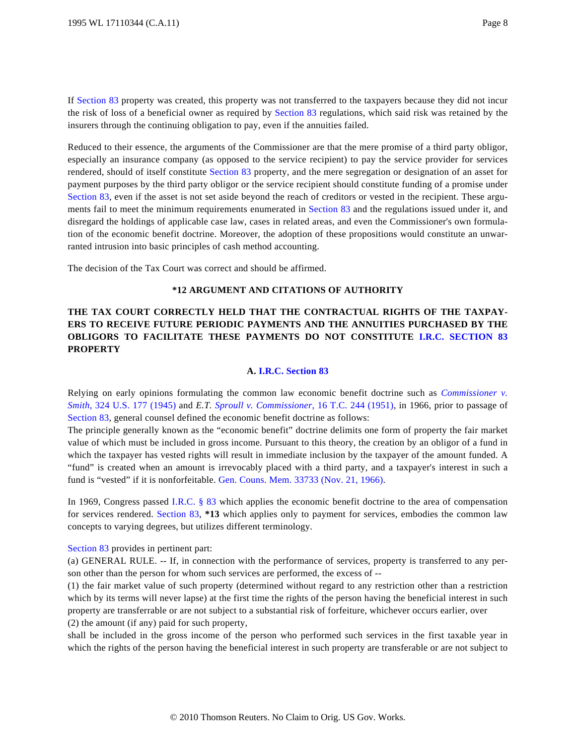If Section 83 property was created, this property was not transferred to the taxpayers because they did not incur the risk of loss of a beneficial owner as required by Section 83 regulations, which said risk was retained by the insurers through the continuing obligation to pay, even if the annuities failed.

Reduced to their essence, the arguments of the Commissioner are that the mere promise of a third party obligor, especially an insurance company (as opposed to the service recipient) to pay the service provider for services rendered, should of itself constitute Section 83 property, and the mere segregation or designation of an asset for payment purposes by the third party obligor or the service recipient should constitute funding of a promise under Section 83, even if the asset is not set aside beyond the reach of creditors or vested in the recipient. These arguments fail to meet the minimum requirements enumerated in Section 83 and the regulations issued under it, and disregard the holdings of applicable case law, cases in related areas, and even the Commissioner's own formulation of the economic benefit doctrine. Moreover, the adoption of these propositions would constitute an unwarranted intrusion into basic principles of cash method accounting.

The decision of the Tax Court was correct and should be affirmed.

**\*12 ARGUMENT AND CITATIONS OF AUTHORITY**

**THE TAX COURT CORRECTLY HELD THAT THE CONTRACTUAL RIGHTS OF THE TAXPAYERS TO RECEIVE FUTURE PERIODIC PAYMENTS AND THE ANNUITIES PURCHASED BY THE OBLIGORS TO FACILITATE THESE PAYMENTS DO NOT CONSTITUTE I.R.C. SECTION 83 PROPERTY**

**A. I.R.C. Section 83**

Relying on early opinions formulating the common law economic benefit doctrine such as *Commissioner v. Smith*, 324 U.S. 177 (1945) and *E.T. Sproull v. Commissioner*, 16 T.C. 244 (1951), in 1966, prior to passage of Section 83, general counsel defined the economic benefit doctrine as follows:

The principle generally known as the "economic benefit" doctrine delimits one form of property the fair market value of which must be included in gross income. Pursuant to this theory, the creation by an obligor of a fund in which the taxpayer has vested rights will result in immediate inclusion by the taxpayer of the amount funded. A "fund" is created when an amount is irrevocably placed with a third party, and a taxpayer's interest in such a fund is "vested" if it is nonforfeitable. Gen. Couns. Mem. 33733 (Nov. 21, 1966).

In 1969, Congress passed I.R.C. § 83 which applies the economic benefit doctrine to the area of compensation for services rendered. Section 83, **\*13** which applies only to payment for services, embodies the common law concepts to varying degrees, but utilizes different terminology.

Section 83 provides in pertinent part:

(a) GENERAL RULE. -- If, in connection with the performance of services, property is transferred to any person other than the person for whom such services are performed, the excess of --

(1) the fair market value of such property (determined without regard to any restriction other than a restriction which by its terms will never lapse) at the first time the rights of the person having the beneficial interest in such property are transferrable or are not subject to a substantial risk of forfeiture, whichever occurs earlier, over

(2) the amount (if any) paid for such property,

shall be included in the gross income of the person who performed such services in the first taxable year in which the rights of the person having the beneficial interest in such property are transferable or are not subject to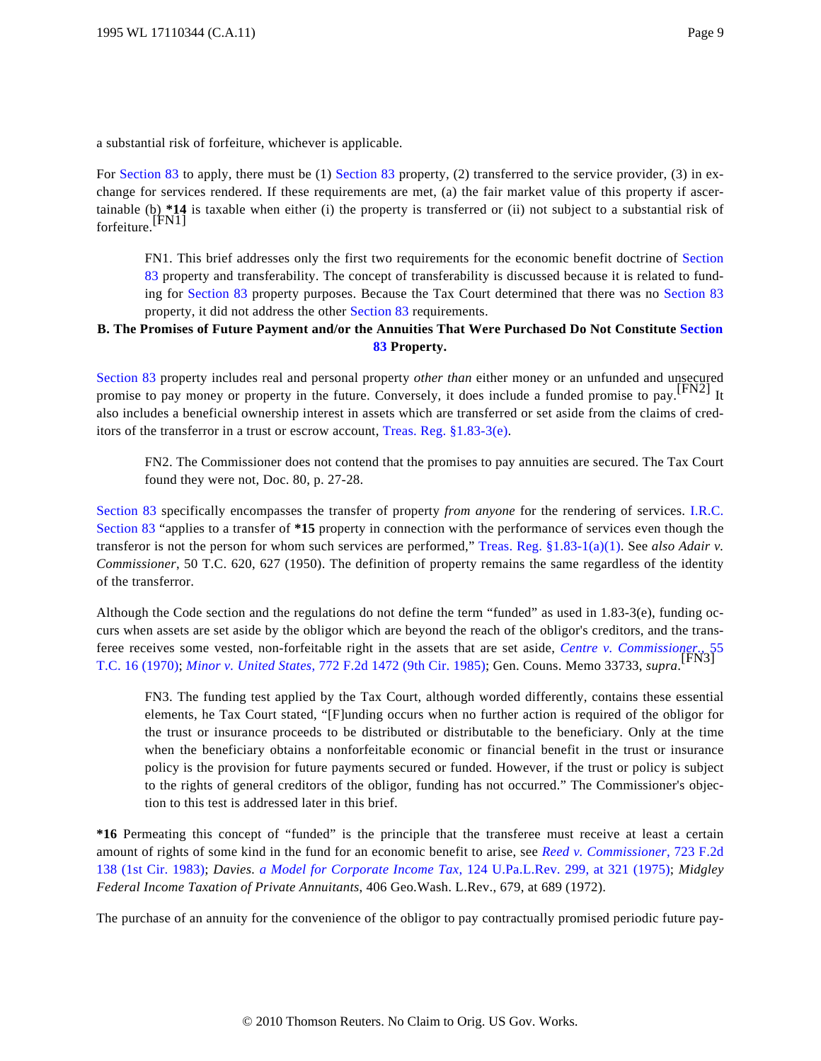a substantial risk of forfeiture, whichever is applicable.

For Section 83 to apply, there must be (1) Section 83 property, (2) transferred to the service provider, (3) in exchange for services rendered. If these requirements are met, (a) the fair market value of this property if ascertainable (b) **\*14** is taxable when either (i) the property is transferred or (ii) not subject to a substantial risk of forfeiture.[FN1]

> FN1. This brief addresses only the first two requirements for the economic benefit doctrine of Section 83 property and transferability. The concept of transferability is discussed because it is related to funding for Section 83 property purposes. Because the Tax Court determined that there was no Section 83 property, it did not address the other Section 83 requirements.

**B. The Promises of Future Payment and/or the Annuities That Were Purchased Do Not Constitute Section 83 Property.**

Section 83 property includes real and personal property *other than* either money or an unfunded and unsecured promise to pay money or property in the future. Conversely, it does include a funded promise to pay.[FN2] It also includes a beneficial ownership interest in assets which are transferred or set aside from the claims of creditors of the transferor in a trust or escrow account, Treas. Reg. §1.83-3(e).

> FN2. The Commissioner does not contend that the promises to pay annuities are secured. The Tax Court found they were not, Doc. 80, p. 27-28.

Section 83 specifically encompasses the transfer of property *from anyone* for the rendering of services. I.R.C. Section 83 "applies to a transfer of **\*15** property in connection with the performance of services even though the transferor is not the person for whom such services are performed," Treas. Reg. §1.83-1(a)(1). See *also Adair v. Commissioner*, 50 T.C. 620, 627 (1950). The definition of property remains the same regardless of the identity of the transferor.

Although the Code section and the regulations do not define the term "funded" as used in 1.83-3(e), funding occurs when assets are set aside by the obligor which are beyond the reach of the obligor's creditors, and the transferee receives some vested, non-forfeitable right in the assets that are set aside, *Centre v. Commissioner*, 55 T.C. 16 (1970); *Minor v. United States*, 772 F.2d 1472 (9th Cir. 1985); Gen. Couns. Memo 33733, *supra*.[FN3]

> FN3. The funding test applied by the Tax Court, although worded differently, contains these essential elements, he Tax Court stated, "[F]unding occurs when no further action is required of the obligor for the trust or insurance proceeds to be distributed or distributable to the beneficiary. Only at the time when the beneficiary obtains a nonforfeitable economic or financial benefit in the trust or insurance policy is the provision for future payments secured or funded. However, if the trust or policy is subject to the rights of general creditors of the obligor, funding has not occurred." The Commissioner's objection to this test is addressed later in this brief.

**\*16** Permeating this concept of "funded" is the principle that the transferee must receive at least a certain amount of rights of some kind in the fund for an economic benefit to arise, see *Reed v. Commissioner*, 723 F.2d 138 (1st Cir. 1983); *Davies. a Model for Corporate Income Tax*, 124 U.Pa.L.Rev. 299, at 321 (1975); *Midgley Federal Income Taxation of Private Annuitants*, 406 Geo.Wash. L.Rev., 679, at 689 (1972).

The purchase of an annuity for the convenience of the obligor to pay contractually promised periodic future pay-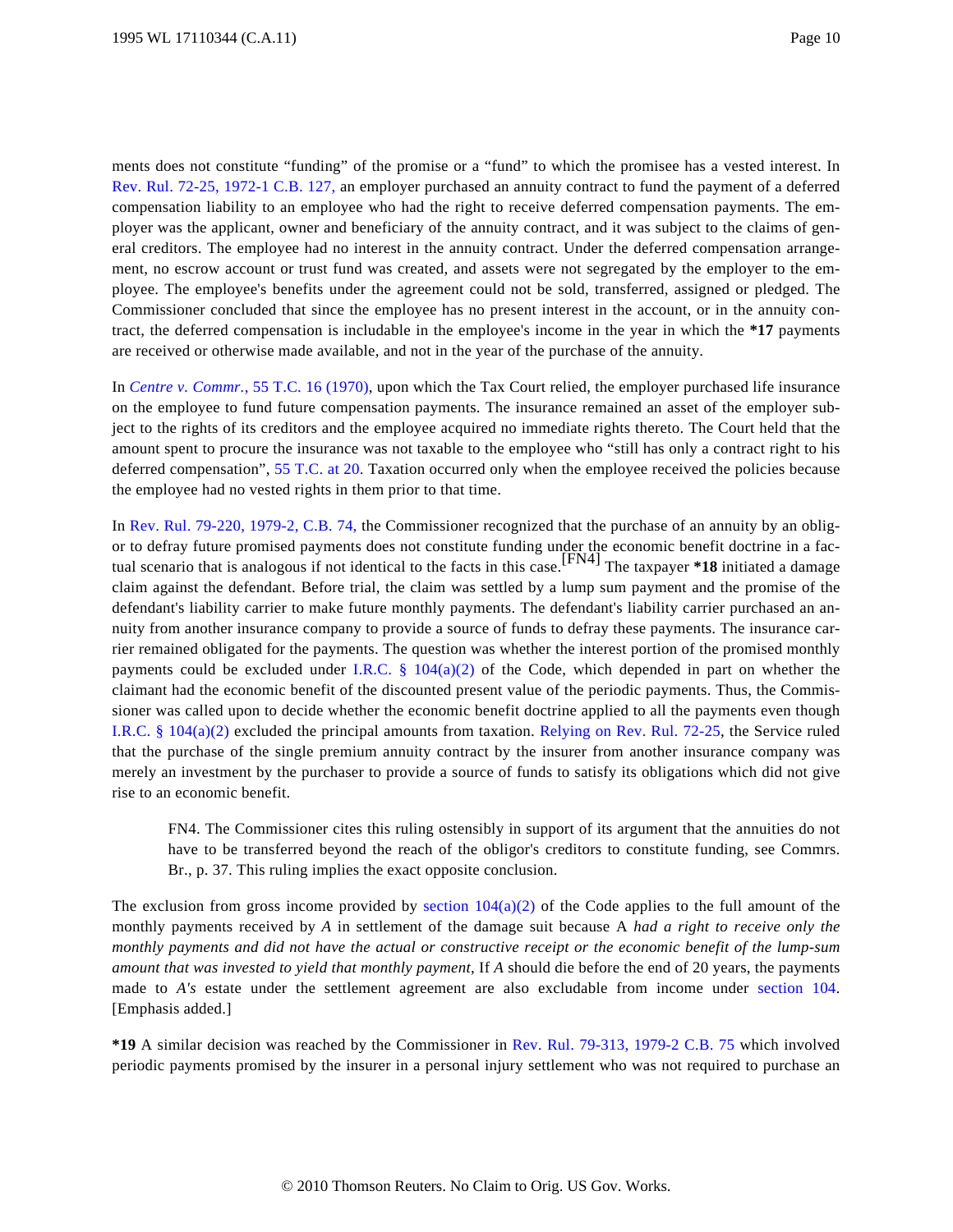ments does not constitute "funding" of the promise or a "fund" to which the promisee has a vested interest. In Rev. Rul. 72-25, 1972-1 C.B. 127, an employer purchased an annuity contract to fund the payment of a deferred compensation liability to an employee who had the right to receive deferred compensation payments. The employer was the applicant, owner and beneficiary of the annuity contract, and it was subject to the claims of general creditors. The employee had no interest in the annuity contract. Under the deferred compensation arrangement, no escrow account or trust fund was created, and assets were not segregated by the employer to the employee. The employee's benefits under the agreement could not be sold, transferred, assigned or pledged. The Commissioner concluded that since the employee has no present interest in the account, or in the annuity contract, the deferred compensation is includable in the employee's income in the year in which the **\*17** payments are received or otherwise made available, and not in the year of the purchase of the annuity.

In *Centre v. Commr.*, 55 T.C. 16 (1970), upon which the Tax Court relied, the employer purchased life insurance on the employee to fund future compensation payments. The insurance remained an asset of the employer subject to the rights of its creditors and the employee acquired no immediate rights thereto. The Court held that the amount spent to procure the insurance was not taxable to the employee who "still has only a contract right to his deferred compensation", 55 T.C. at 20. Taxation occurred only when the employee received the policies because the employee had no vested rights in them prior to that time.

In Rev. Rul. 79-220, 1979-2, C.B. 74, the Commissioner recognized that the purchase of an annuity by an obligor to defray future promised payments does not constitute funding under the economic benefit doctrine in a factual scenario that is analogous if not identical to the facts in this case.[FN4] The taxpayer **\*18** initiated a damage claim against the defendant. Before trial, the claim was settled by a lump sum payment and the promise of the defendant's liability carrier to make future monthly payments. The defendant's liability carrier purchased an annuity from another insurance company to provide a source of funds to defray these payments. The insurance carrier remained obligated for the payments. The question was whether the interest portion of the promised monthly payments could be excluded under I.R.C. § 104(a)(2) of the Code, which depended in part on whether the claimant had the economic benefit of the discounted present value of the periodic payments. Thus, the Commissioner was called upon to decide whether the economic benefit doctrine applied to all the payments even though I.R.C. § 104(a)(2) excluded the principal amounts from taxation. Relying on Rev. Rul. 72-25, the Service ruled that the purchase of the single premium annuity contract by the insurer from another insurance company was merely an investment by the purchaser to provide a source of funds to satisfy its obligations which did not give rise to an economic benefit.

> FN4. The Commissioner cites this ruling ostensibly in support of its argument that the annuities do not have to be transferred beyond the reach of the obligor's creditors to constitute funding, see Commrs. Br., p. 37. This ruling implies the exact opposite conclusion.

The exclusion from gross income provided by section 104(a)(2) of the Code applies to the full amount of the monthly payments received by *A* in settlement of the damage suit because A *had a right to receive only the monthly payments and did not have the actual or constructive receipt or the economic benefit of the lump-sum amount that was invested to yield that monthly payment*, If *A* should die before the end of 20 years, the payments made to *A's* estate under the settlement agreement are also excludable from income under section 104. [Emphasis added.]

**\*19** A similar decision was reached by the Commissioner in Rev. Rul. 79-313, 1979-2 C.B. 75 which involved periodic payments promised by the insurer in a personal injury settlement who was not required to purchase an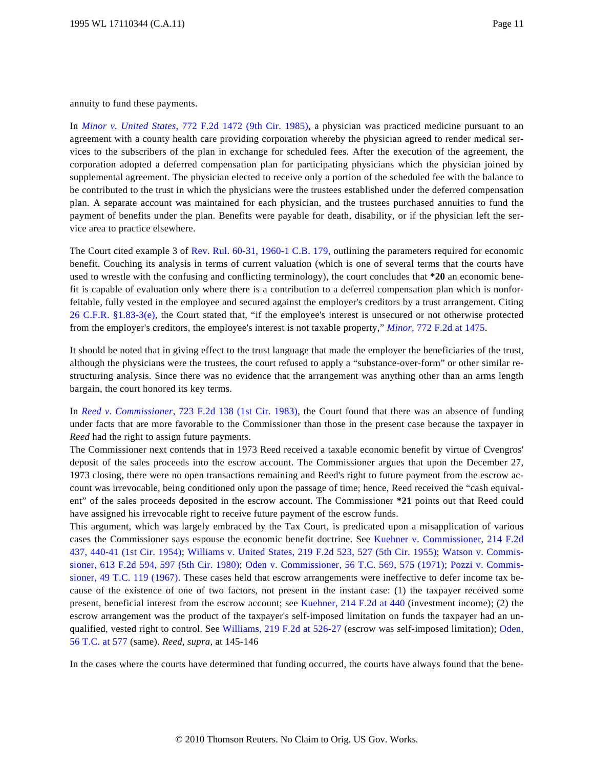annuity to fund these payments.

In *Minor v. United States*, 772 F.2d 1472 (9th Cir. 1985), a physician was practiced medicine pursuant to an agreement with a county health care providing corporation whereby the physician agreed to render medical services to the subscribers of the plan in exchange for scheduled fees. After the execution of the agreement, the corporation adopted a deferred compensation plan for participating physicians which the physician joined by supplemental agreement. The physician elected to receive only a portion of the scheduled fee with the balance to be contributed to the trust in which the physicians were the trustees established under the deferred compensation plan. A separate account was maintained for each physician, and the trustees purchased annuities to fund the payment of benefits under the plan. Benefits were payable for death, disability, or if the physician left the service area to practice elsewhere.

The Court cited example 3 of Rev. Rul. 60-31, 1960-1 C.B. 179, outlining the parameters required for economic benefit. Couching its analysis in terms of current valuation (which is one of several terms that the courts have used to wrestle with the confusing and conflicting terminology), the court concludes that **\*20** an economic benefit is capable of evaluation only where there is a contribution to a deferred compensation plan which is nonforfeitable, fully vested in the employee and secured against the employer's creditors by a trust arrangement. Citing 26 C.F.R. §1.83-3(e), the Court stated that, "if the employee's interest is unsecured or not otherwise protected from the employer's creditors, the employee's interest is not taxable property," *Minor*, 772 F.2d at 1475.

It should be noted that in giving effect to the trust language that made the employer the beneficiaries of the trust, although the physicians were the trustees, the court refused to apply a "substance-over-form" or other similar restructuring analysis. Since there was no evidence that the arrangement was anything other than an arms length bargain, the court honored its key terms.

In *Reed v. Commissioner*, 723 F.2d 138 (1st Cir. 1983), the Court found that there was an absence of funding under facts that are more favorable to the Commissioner than those in the present case because the taxpayer in *Reed* had the right to assign future payments.

The Commissioner next contends that in 1973 Reed received a taxable economic benefit by virtue of Cvengros' deposit of the sales proceeds into the escrow account. The Commissioner argues that upon the December 27, 1973 closing, there were no open transactions remaining and Reed's right to future payment from the escrow account was irrevocable, being conditioned only upon the passage of time; hence, Reed received the "cash equivalent" of the sales proceeds deposited in the escrow account. The Commissioner **\*21** points out that Reed could have assigned his irrevocable right to receive future payment of the escrow funds.

This argument, which was largely embraced by the Tax Court, is predicated upon a misapplication of various cases the Commissioner says espouse the economic benefit doctrine. See Kuehner v. Commissioner, 214 F.2d 437, 440-41 (1st Cir. 1954); Williams v. United States, 219 F.2d 523, 527 (5th Cir. 1955); Watson v. Commissioner, 613 F.2d 594, 597 (5th Cir. 1980); Oden v. Commissioner, 56 T.C. 569, 575 (1971); Pozzi v. Commissioner, 49 T.C. 119 (1967). These cases held that escrow arrangements were ineffective to defer income tax because of the existence of one of two factors, not present in the instant case: (1) the taxpayer received some present, beneficial interest from the escrow account; see Kuehner, 214 F.2d at 440 (investment income); (2) the escrow arrangement was the product of the taxpayer's self-imposed limitation on funds the taxpayer had an unqualified, vested right to control. See Williams, 219 F.2d at 526-27 (escrow was self-imposed limitation); Oden, 56 T.C. at 577 (same). *Reed*, *supra*, at 145-146

In the cases where the courts have determined that funding occurred, the courts have always found that the bene-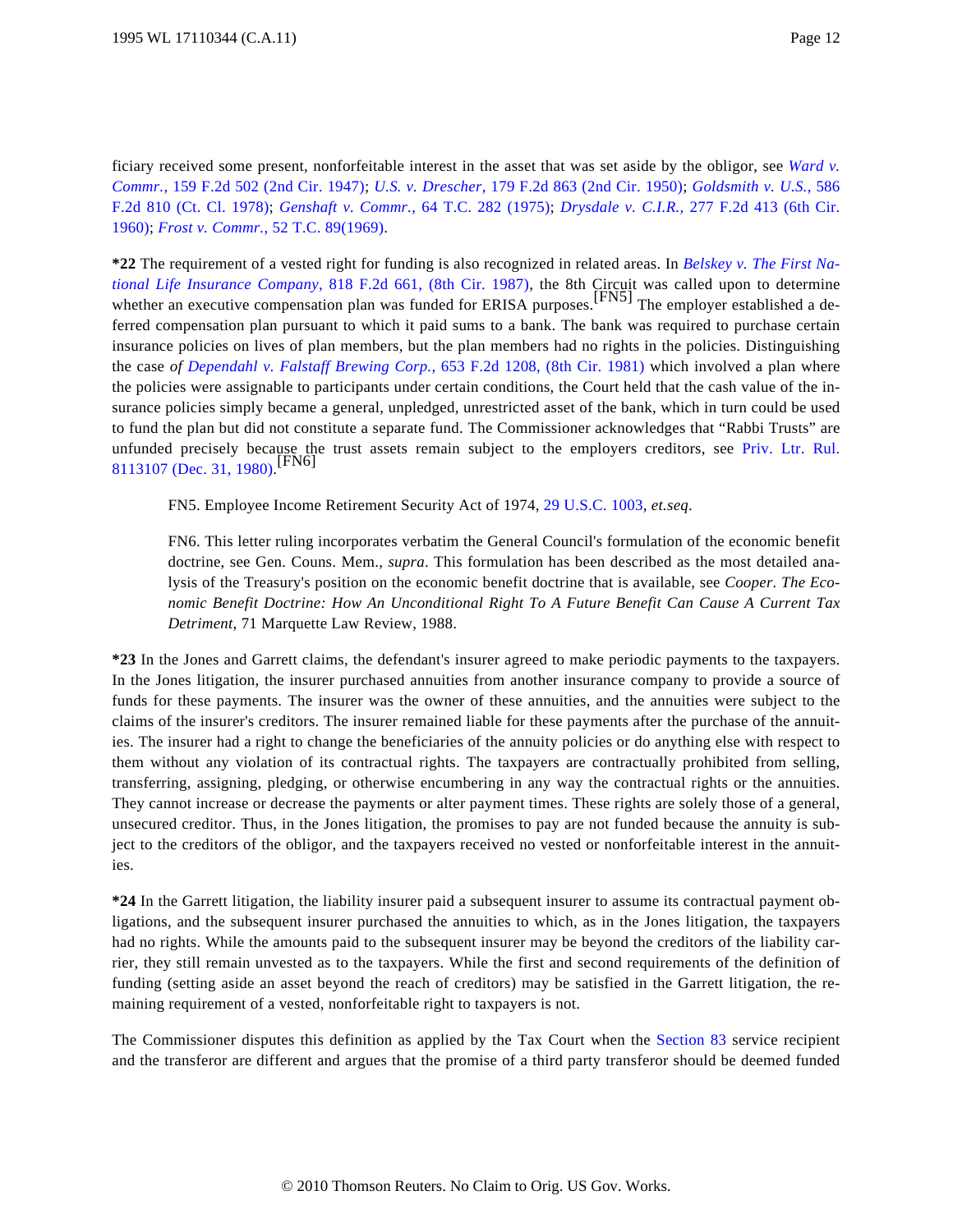ficiary received some present, nonforfeitable interest in the asset that was set aside by the obligor, see *Ward v. Commr.*, 159 F.2d 502 (2nd Cir. 1947); *U.S. v. Drescher*, 179 F.2d 863 (2nd Cir. 1950); *Goldsmith v. U.S.*, 586 F.2d 810 (Ct. Cl. 1978); *Genshaft v. Commr.*, 64 T.C. 282 (1975); *Drysdale v. C.I.R.*, 277 F.2d 413 (6th Cir. 1960); *Frost v. Commr.*, 52 T.C. 89(1969).

**\*22** The requirement of a vested right for funding is also recognized in related areas. In *Belskey v. The First National Life Insurance Company*, 818 F.2d 661, (8th Cir. 1987), the 8th Circuit was called upon to determine whether an executive compensation plan was funded for ERISA purposes.[FN5] The employer established a deferred compensation plan pursuant to which it paid sums to a bank. The bank was required to purchase certain insurance policies on lives of plan members, but the plan members had no rights in the policies. Distinguishing the case *of Dependahl v. Falstaff Brewing Corp.*, 653 F.2d 1208, (8th Cir. 1981) which involved a plan where the policies were assignable to participants under certain conditions, the Court held that the cash value of the insurance policies simply became a general, unpledged, unrestricted asset of the bank, which in turn could be used to fund the plan but did not constitute a separate fund. The Commissioner acknowledges that "Rabbi Trusts" are unfunded precisely because the trust assets remain subject to the employers creditors, see Priv. Ltr. Rul. 8113107 (Dec. 31, 1980).[FN6]

> FN5. Employee Income Retirement Security Act of 1974, 29 U.S.C. 1003, *et.seq*.

> FN6. This letter ruling incorporates verbatim the General Council's formulation of the economic benefit doctrine, see Gen. Couns. Mem., *supra*. This formulation has been described as the most detailed analysis of the Treasury's position on the economic benefit doctrine that is available, see *Cooper. The Economic Benefit Doctrine: How An Unconditional Right To A Future Benefit Can Cause A Current Tax Detriment*, 71 Marquette Law Review, 1988.

**\*23** In the Jones and Garrett claims, the defendant's insurer agreed to make periodic payments to the taxpayers. In the Jones litigation, the insurer purchased annuities from another insurance company to provide a source of funds for these payments. The insurer was the owner of these annuities, and the annuities were subject to the claims of the insurer's creditors. The insurer remained liable for these payments after the purchase of the annuities. The insurer had a right to change the beneficiaries of the annuity policies or do anything else with respect to them without any violation of its contractual rights. The taxpayers are contractually prohibited from selling, transferring, assigning, pledging, or otherwise encumbering in any way the contractual rights or the annuities. They cannot increase or decrease the payments or alter payment times. These rights are solely those of a general, unsecured creditor. Thus, in the Jones litigation, the promises to pay are not funded because the annuity is subject to the creditors of the obligor, and the taxpayers received no vested or nonforfeitable interest in the annuities.

**\*24** In the Garrett litigation, the liability insurer paid a subsequent insurer to assume its contractual payment obligations, and the subsequent insurer purchased the annuities to which, as in the Jones litigation, the taxpayers had no rights. While the amounts paid to the subsequent insurer may be beyond the creditors of the liability carrier, they still remain unvested as to the taxpayers. While the first and second requirements of the definition of funding (setting aside an asset beyond the reach of creditors) may be satisfied in the Garrett litigation, the remaining requirement of a vested, nonforfeitable right to taxpayers is not.

The Commissioner disputes this definition as applied by the Tax Court when the Section 83 service recipient and the transferor are different and argues that the promise of a third party transferor should be deemed funded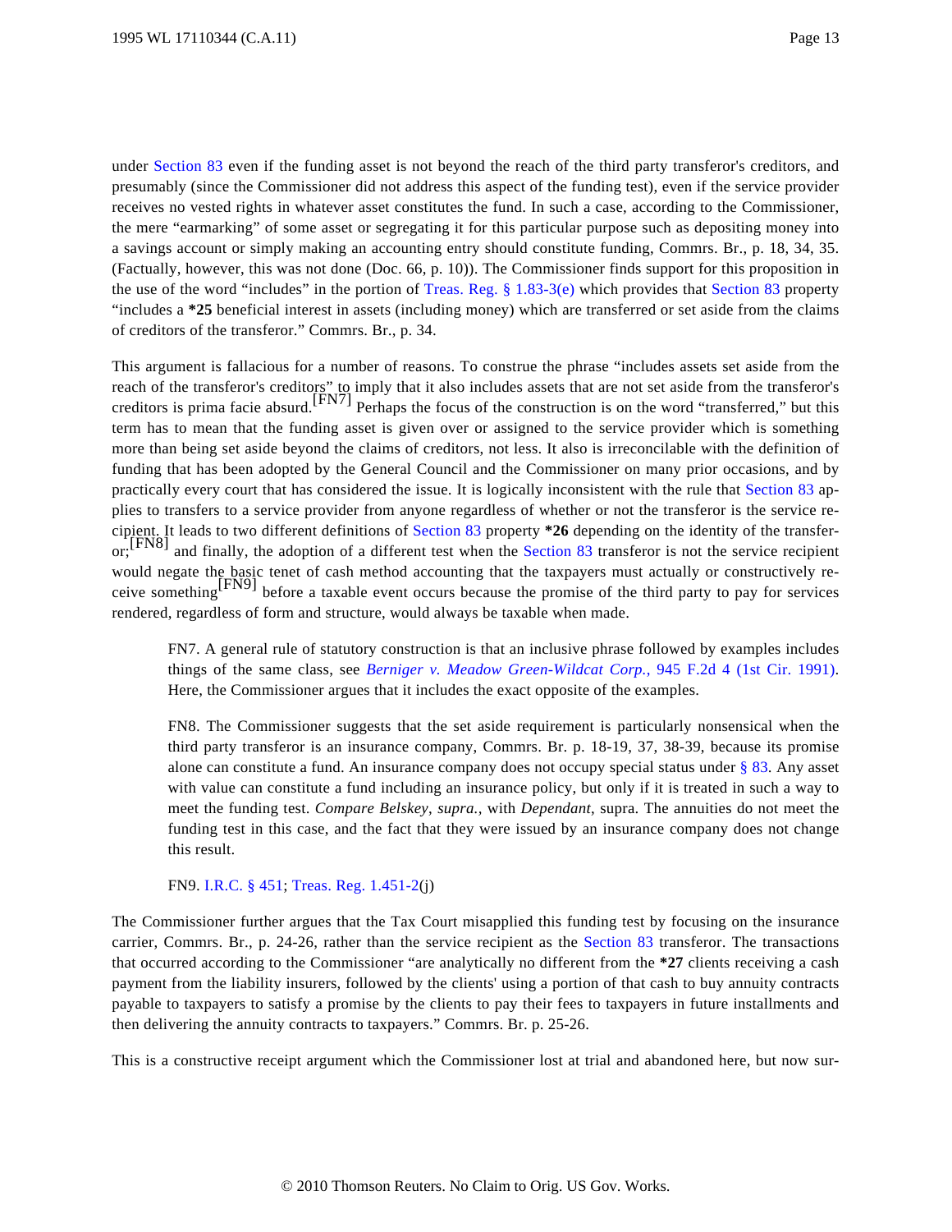under Section 83 even if the funding asset is not beyond the reach of the third party transferor's creditors, and presumably (since the Commissioner did not address this aspect of the funding test), even if the service provider receives no vested rights in whatever asset constitutes the fund. In such a case, according to the Commissioner, the mere "earmarking" of some asset or segregating it for this particular purpose such as depositing money into a savings account or simply making an accounting entry should constitute funding, Commrs. Br., p. 18, 34, 35. (Factually, however, this was not done (Doc. 66, p. 10)). The Commissioner finds support for this proposition in the use of the word "includes" in the portion of Treas. Reg. § 1.83-3(e) which provides that Section 83 property "includes a **\*25** beneficial interest in assets (including money) which are transferred or set aside from the claims of creditors of the transferor." Commrs. Br., p. 34.

This argument is fallacious for a number of reasons. To construe the phrase "includes assets set aside from the reach of the transferor's creditors" to imply that it also includes assets that are not set aside from the transferor's creditors is prima facie absurd.[FN7] Perhaps the focus of the construction is on the word "transferred," but this term has to mean that the funding asset is given over or assigned to the service provider which is something more than being set aside beyond the claims of creditors, not less. It also is irreconcilable with the definition of funding that has been adopted by the General Council and the Commissioner on many prior occasions, and by practically every court that has considered the issue. It is logically inconsistent with the rule that Section 83 applies to transfers to a service provider from anyone regardless of whether or not the transferor is the service recipient. It leads to two different definitions of Section 83 property **\*26** depending on the identity of the transferor;[FN8] and finally, the adoption of a different test when the Section 83 transferor is not the service recipient would negate the basic tenet of cash method accounting that the taxpayers must actually or constructively receive something[FN9] before a taxable event occurs because the promise of the third party to pay for services rendered, regardless of form and structure, would always be taxable when made.

> FN7. A general rule of statutory construction is that an inclusive phrase followed by examples includes things of the same class, see *Berniger v. Meadow Green-Wildcat Corp.*, 945 F.2d 4 (1st Cir. 1991). Here, the Commissioner argues that it includes the exact opposite of the examples.
>
> FN8. The Commissioner suggests that the set aside requirement is particularly nonsensical when the third party transferor is an insurance company, Commrs. Br. p. 18-19, 37, 38-39, because its promise alone can constitute a fund. An insurance company does not occupy special status under § 83. Any asset with value can constitute a fund including an insurance policy, but only if it is treated in such a way to meet the funding test. *Compare Belskey*, *supra.*, with *Dependant*, supra. The annuities do not meet the funding test in this case, and the fact that they were issued by an insurance company does not change this result.
>
> FN9. I.R.C. § 451; Treas. Reg. 1.451-2(j)

The Commissioner further argues that the Tax Court misapplied this funding test by focusing on the insurance carrier, Commrs. Br., p. 24-26, rather than the service recipient as the Section 83 transferor. The transactions that occurred according to the Commissioner "are analytically no different from the **\*27** clients receiving a cash payment from the liability insurers, followed by the clients' using a portion of that cash to buy annuity contracts payable to taxpayers to satisfy a promise by the clients to pay their fees to taxpayers in future installments and then delivering the annuity contracts to taxpayers." Commrs. Br. p. 25-26.

This is a constructive receipt argument which the Commissioner lost at trial and abandoned here, but now sur-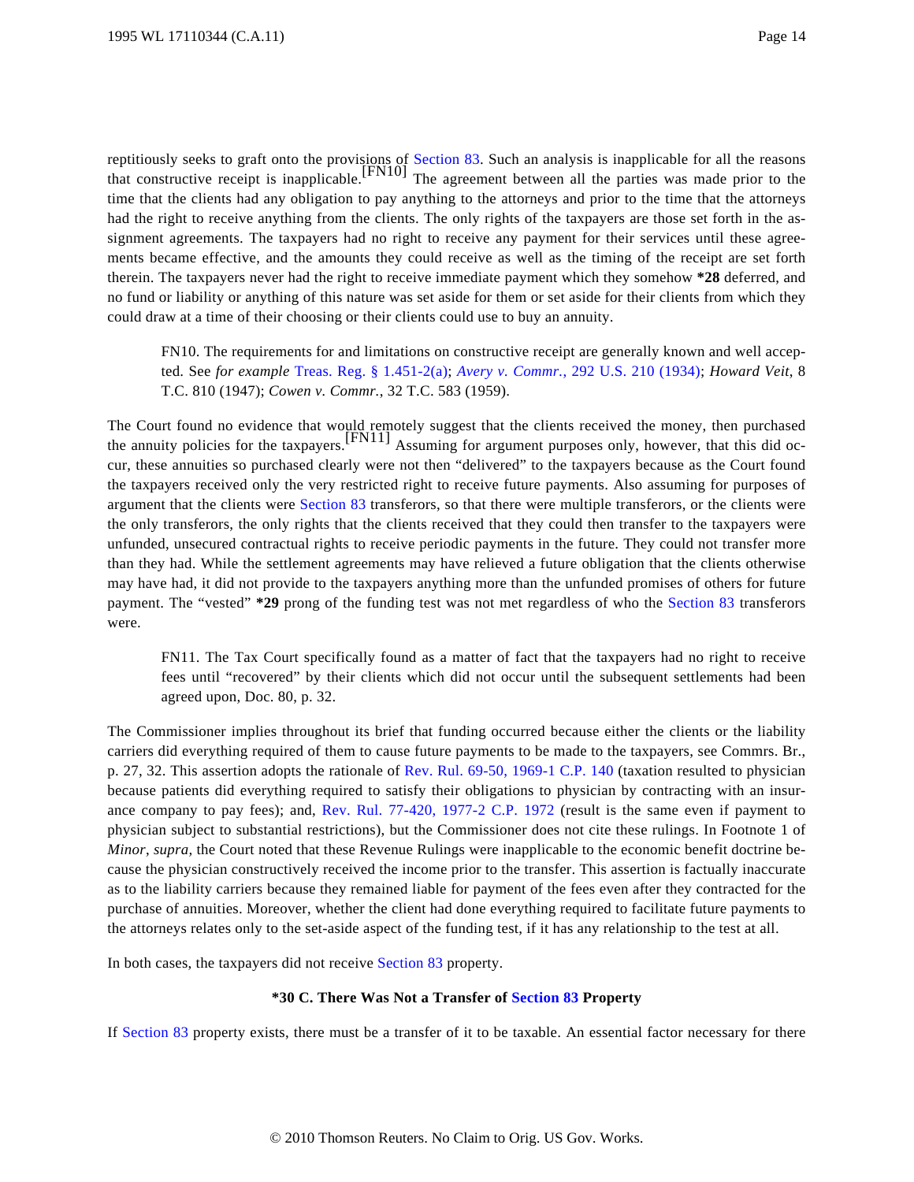reptitiously seeks to graft onto the provisions of Section 83. Such an analysis is inapplicable for all the reasons that constructive receipt is inapplicable.[FN10] The agreement between all the parties was made prior to the time that the clients had any obligation to pay anything to the attorneys and prior to the time that the attorneys had the right to receive anything from the clients. The only rights of the taxpayers are those set forth in the assignment agreements. The taxpayers had no right to receive any payment for their services until these agreements became effective, and the amounts they could receive as well as the timing of the receipt are set forth therein. The taxpayers never had the right to receive immediate payment which they somehow **\*28** deferred, and no fund or liability or anything of this nature was set aside for them or set aside for their clients from which they could draw at a time of their choosing or their clients could use to buy an annuity.

> FN10. The requirements for and limitations on constructive receipt are generally known and well accepted. See *for example* Treas. Reg. § 1.451-2(a); *Avery v. Commr.*, 292 U.S. 210 (1934); *Howard Veit*, 8 T.C. 810 (1947); *Cowen v. Commr.*, 32 T.C. 583 (1959).

The Court found no evidence that would remotely suggest that the clients received the money, then purchased the annuity policies for the taxpayers.[FN11] Assuming for argument purposes only, however, that this did occur, these annuities so purchased clearly were not then "delivered" to the taxpayers because as the Court found the taxpayers received only the very restricted right to receive future payments. Also assuming for purposes of argument that the clients were Section 83 transferors, so that there were multiple transferors, or the clients were the only transferors, the only rights that the clients received that they could then transfer to the taxpayers were unfunded, unsecured contractual rights to receive periodic payments in the future. They could not transfer more than they had. While the settlement agreements may have relieved a future obligation that the clients otherwise may have had, it did not provide to the taxpayers anything more than the unfunded promises of others for future payment. The "vested" **\*29** prong of the funding test was not met regardless of who the Section 83 transferors were.

> FN11. The Tax Court specifically found as a matter of fact that the taxpayers had no right to receive fees until "recovered" by their clients which did not occur until the subsequent settlements had been agreed upon, Doc. 80, p. 32.

The Commissioner implies throughout its brief that funding occurred because either the clients or the liability carriers did everything required of them to cause future payments to be made to the taxpayers, see Commrs. Br., p. 27, 32. This assertion adopts the rationale of Rev. Rul. 69-50, 1969-1 C.P. 140 (taxation resulted to physician because patients did everything required to satisfy their obligations to physician by contracting with an insurance company to pay fees); and, Rev. Rul. 77-420, 1977-2 C.P. 1972 (result is the same even if payment to physician subject to substantial restrictions), but the Commissioner does not cite these rulings. In Footnote 1 of *Minor*, *supra*, the Court noted that these Revenue Rulings were inapplicable to the economic benefit doctrine because the physician constructively received the income prior to the transfer. This assertion is factually inaccurate as to the liability carriers because they remained liable for payment of the fees even after they contracted for the purchase of annuities. Moreover, whether the client had done everything required to facilitate future payments to the attorneys relates only to the set-aside aspect of the funding test, if it has any relationship to the test at all.

In both cases, the taxpayers did not receive Section 83 property.

### \*30 C. There Was Not a Transfer of Section 83 Property

If Section 83 property exists, there must be a transfer of it to be taxable. An essential factor necessary for there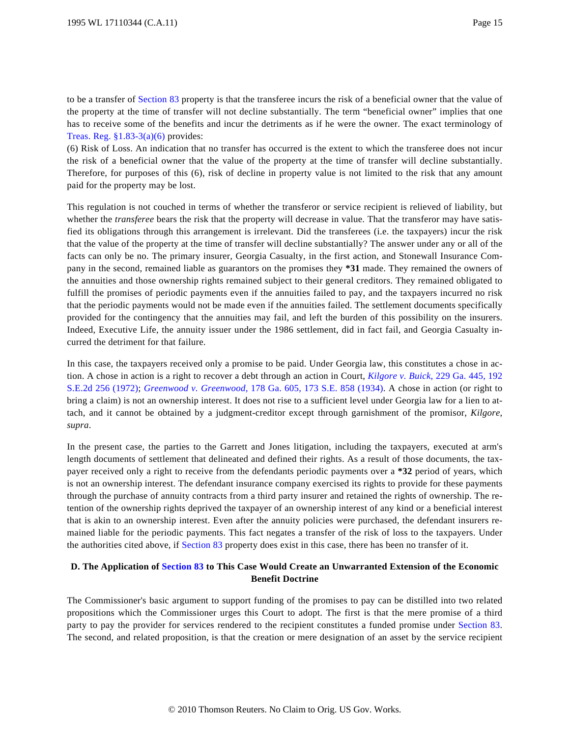to be a transfer of Section 83 property is that the transferee incurs the risk of a beneficial owner that the value of the property at the time of transfer will not decline substantially. The term "beneficial owner" implies that one has to receive some of the benefits and incur the detriments as if he were the owner. The exact terminology of Treas. Reg. §1.83-3(a)(6) provides:

(6) Risk of Loss. An indication that no transfer has occurred is the extent to which the transferee does not incur the risk of a beneficial owner that the value of the property at the time of transfer will decline substantially. Therefore, for purposes of this (6), risk of decline in property value is not limited to the risk that any amount paid for the property may be lost.

This regulation is not couched in terms of whether the transferor or service recipient is relieved of liability, but whether the *transferee* bears the risk that the property will decrease in value. That the transferor may have satisfied its obligations through this arrangement is irrelevant. Did the transferees (i.e. the taxpayers) incur the risk that the value of the property at the time of transfer will decline substantially? The answer under any or all of the facts can only be no. The primary insurer, Georgia Casualty, in the first action, and Stonewall Insurance Company in the second, remained liable as guarantors on the promises they **\*31** made. They remained the owners of the annuities and those ownership rights remained subject to their general creditors. They remained obligated to fulfill the promises of periodic payments even if the annuities failed to pay, and the taxpayers incurred no risk that the periodic payments would not be made even if the annuities failed. The settlement documents specifically provided for the contingency that the annuities may fail, and left the burden of this possibility on the insurers. Indeed, Executive Life, the annuity issuer under the 1986 settlement, did in fact fail, and Georgia Casualty incurred the detriment for that failure.

In this case, the taxpayers received only a promise to be paid. Under Georgia law, this constitutes a chose in action. A chose in action is a right to recover a debt through an action in Court, *Kilgore v. Buick,* 229 Ga. 445, 192 S.E.2d 256 (1972); *Greenwood v. Greenwood,* 178 Ga. 605, 173 S.E. 858 (1934). A chose in action (or right to bring a claim) is not an ownership interest. It does not rise to a sufficient level under Georgia law for a lien to attach, and it cannot be obtained by a judgment-creditor except through garnishment of the promisor, *Kilgore, supra*.

In the present case, the parties to the Garrett and Jones litigation, including the taxpayers, executed at arm's length documents of settlement that delineated and defined their rights. As a result of those documents, the taxpayer received only a right to receive from the defendants periodic payments over a **\*32** period of years, which is not an ownership interest. The defendant insurance company exercised its rights to provide for these payments through the purchase of annuity contracts from a third party insurer and retained the rights of ownership. The retention of the ownership rights deprived the taxpayer of an ownership interest of any kind or a beneficial interest that is akin to an ownership interest. Even after the annuity policies were purchased, the defendant insurers remained liable for the periodic payments. This fact negates a transfer of the risk of loss to the taxpayers. Under the authorities cited above, if Section 83 property does exist in this case, there has been no transfer of it.

### D. The Application of Section 83 to This Case Would Create an Unwarranted Extension of the Economic Benefit Doctrine

The Commissioner's basic argument to support funding of the promises to pay can be distilled into two related propositions which the Commissioner urges this Court to adopt. The first is that the mere promise of a third party to pay the provider for services rendered to the recipient constitutes a funded promise under Section 83. The second, and related proposition, is that the creation or mere designation of an asset by the service recipient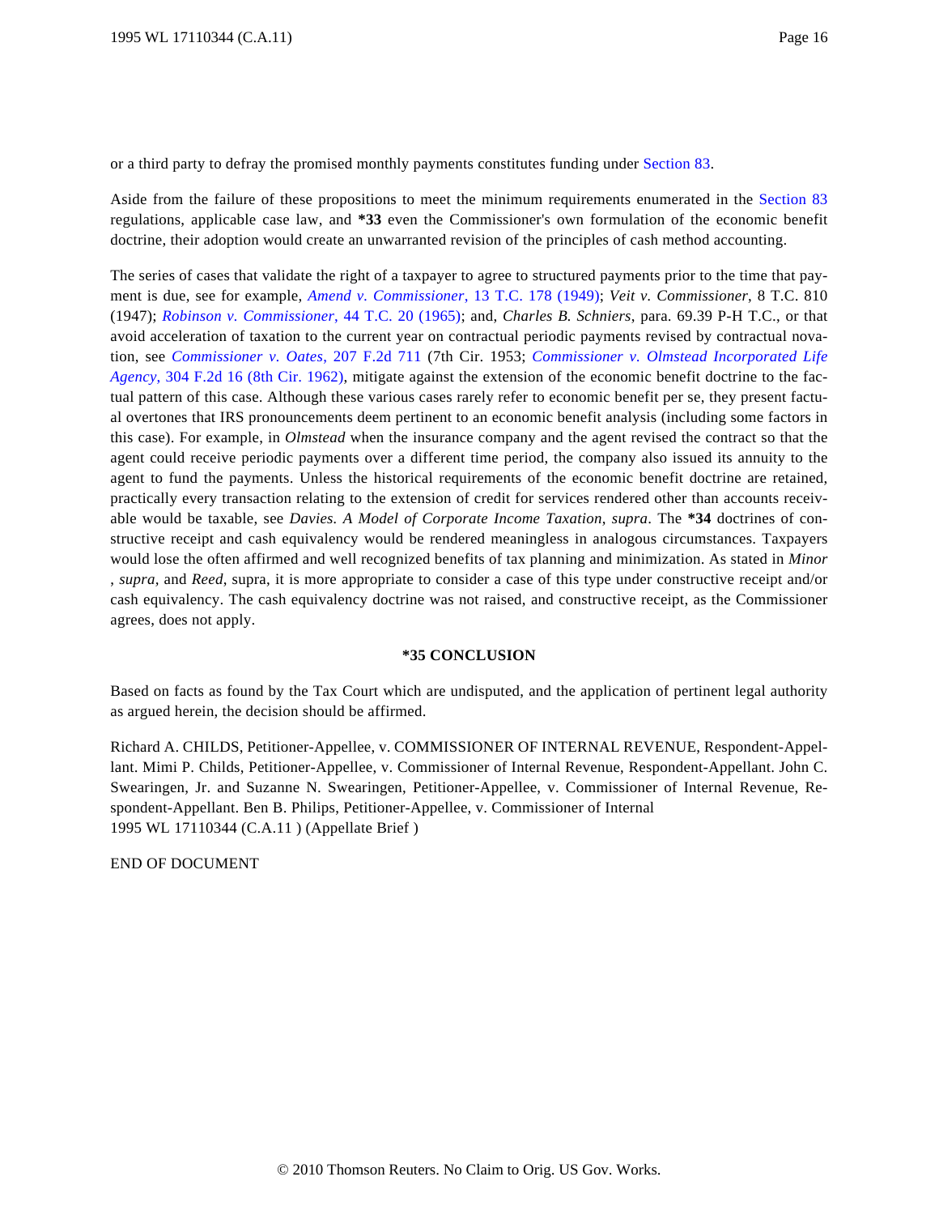or a third party to defray the promised monthly payments constitutes funding under Section 83.

Aside from the failure of these propositions to meet the minimum requirements enumerated in the Section 83 regulations, applicable case law, and **\*33** even the Commissioner's own formulation of the economic benefit doctrine, their adoption would create an unwarranted revision of the principles of cash method accounting.

The series of cases that validate the right of a taxpayer to agree to structured payments prior to the time that payment is due, see for example, *Amend v. Commissioner*, 13 T.C. 178 (1949); *Veit v. Commissioner*, 8 T.C. 810 (1947); *Robinson v. Commissioner*, 44 T.C. 20 (1965); and, *Charles B. Schniers*, para. 69.39 P-H T.C., or that avoid acceleration of taxation to the current year on contractual periodic payments revised by contractual novation, see *Commissioner v. Oates*, 207 F.2d 711 (7th Cir. 1953; *Commissioner v. Olmstead Incorporated Life Agency*, 304 F.2d 16 (8th Cir. 1962), mitigate against the extension of the economic benefit doctrine to the factual pattern of this case. Although these various cases rarely refer to economic benefit per se, they present factual overtones that IRS pronouncements deem pertinent to an economic benefit analysis (including some factors in this case). For example, in *Olmstead* when the insurance company and the agent revised the contract so that the agent could receive periodic payments over a different time period, the company also issued its annuity to the agent to fund the payments. Unless the historical requirements of the economic benefit doctrine are retained, practically every transaction relating to the extension of credit for services rendered other than accounts receivable would be taxable, see *Davies. A Model of Corporate Income Taxation*, *supra*. The **\*34** doctrines of constructive receipt and cash equivalency would be rendered meaningless in analogous circumstances. Taxpayers would lose the often affirmed and well recognized benefits of tax planning and minimization. As stated in *Minor*, *supra,* and *Reed*, supra, it is more appropriate to consider a case of this type under constructive receipt and/or cash equivalency. The cash equivalency doctrine was not raised, and constructive receipt, as the Commissioner agrees, does not apply.

**\*35 CONCLUSION**

Based on facts as found by the Tax Court which are undisputed, and the application of pertinent legal authority as argued herein, the decision should be affirmed.

Richard A. CHILDS, Petitioner-Appellee, v. COMMISSIONER OF INTERNAL REVENUE, Respondent-Appellant. Mimi P. Childs, Petitioner-Appellee, v. Commissioner of Internal Revenue, Respondent-Appellant. John C. Swearingen, Jr. and Suzanne N. Swearingen, Petitioner-Appellee, v. Commissioner of Internal Revenue, Respondent-Appellant. Ben B. Philips, Petitioner-Appellee, v. Commissioner of Internal
1995 WL 17110344 (C.A.11 ) (Appellate Brief )

END OF DOCUMENT